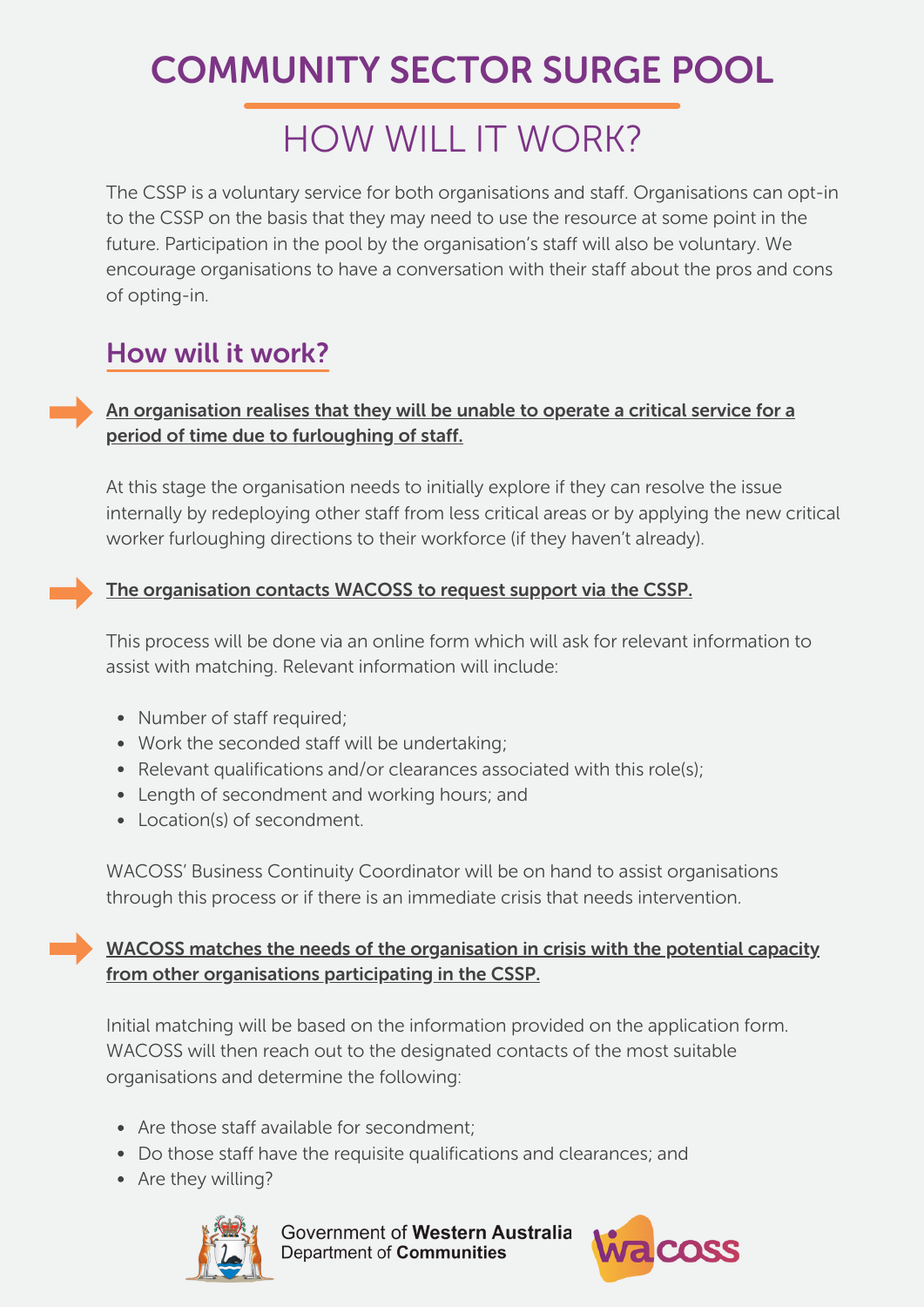# COMMUNITY SECTOR SURGE POOL

## HOW WILL IT WORK?

The CSSP is a voluntary service for both organisations and staff. Organisations can opt-in to the CSSP on the basis that they may need to use the resource at some point in the future. Participation in the pool by the organisation's staff will also be voluntary. We encourage organisations to have a conversation with their staff about the pros and cons of opting-in.

## How will it work?

**An organisation realises that they will be unable to operate a critical service for a period of time due to furloughing of staff.**

At this stage the organisation needs to initially explore if they can resolve the issue internally by redeploying other staff from less critical areas or by applying the new critical worker furloughing directions to their workforce (if they haven't already).

**The organisation contacts WACOSS to request support via the CSSP.**

This process will be done via an online form which will ask for relevant information to assist with matching. Relevant information will include:

- Number of staff required;
- Work the seconded staff will be undertaking;
- Relevant qualifications and/or clearances associated with this role(s);
- Length of secondment and working hours; and
- Location(s) of secondment.

WACOSS' Business Continuity Coordinator will be on hand to assist organisations through this process or if there is an immediate crisis that needs intervention.

**WACOSS matches the needs of the organisation in crisis with the potential capacity from other organisations participating in the CSSP.**

Initial matching will be based on the information provided on the application form. WACOSS will then reach out to the designated contacts of the most suitable organisations and determine the following:

- Are those staff available for secondment;
- Do those staff have the requisite qualifications and clearances; and
- Are they willing?

Government of **Western Australia**
Department of **Communities**

wacoss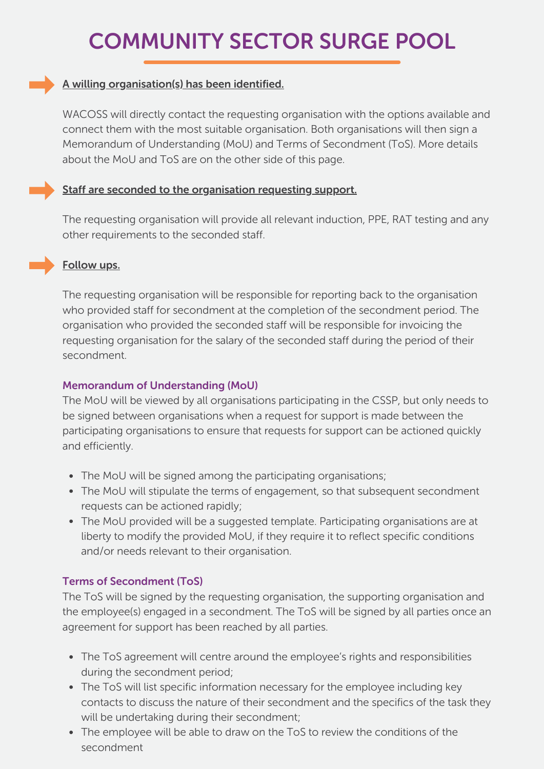# COMMUNITY SECTOR SURGE POOL

**A willing organisation(s) has been identified.**

WACOSS will directly contact the requesting organisation with the options available and connect them with the most suitable organisation. Both organisations will then sign a Memorandum of Understanding (MoU) and Terms of Secondment (ToS). More details about the MoU and ToS are on the other side of this page.

**Staff are seconded to the organisation requesting support.**

The requesting organisation will provide all relevant induction, PPE, RAT testing and any other requirements to the seconded staff.

**Follow ups.**

The requesting organisation will be responsible for reporting back to the organisation who provided staff for secondment at the completion of the secondment period. The organisation who provided the seconded staff will be responsible for invoicing the requesting organisation for the salary of the seconded staff during the period of their secondment.

### Memorandum of Understanding (MoU)

The MoU will be viewed by all organisations participating in the CSSP, but only needs to be signed between organisations when a request for support is made between the participating organisations to ensure that requests for support can be actioned quickly and efficiently.

- The MoU will be signed among the participating organisations;
- The MoU will stipulate the terms of engagement, so that subsequent secondment requests can be actioned rapidly;
- The MoU provided will be a suggested template. Participating organisations are at liberty to modify the provided MoU, if they require it to reflect specific conditions and/or needs relevant to their organisation.

### Terms of Secondment (ToS)

The ToS will be signed by the requesting organisation, the supporting organisation and the employee(s) engaged in a secondment. The ToS will be signed by all parties once an agreement for support has been reached by all parties.

- The ToS agreement will centre around the employee's rights and responsibilities during the secondment period;
- The ToS will list specific information necessary for the employee including key contacts to discuss the nature of their secondment and the specifics of the task they will be undertaking during their secondment;
- The employee will be able to draw on the ToS to review the conditions of the secondment